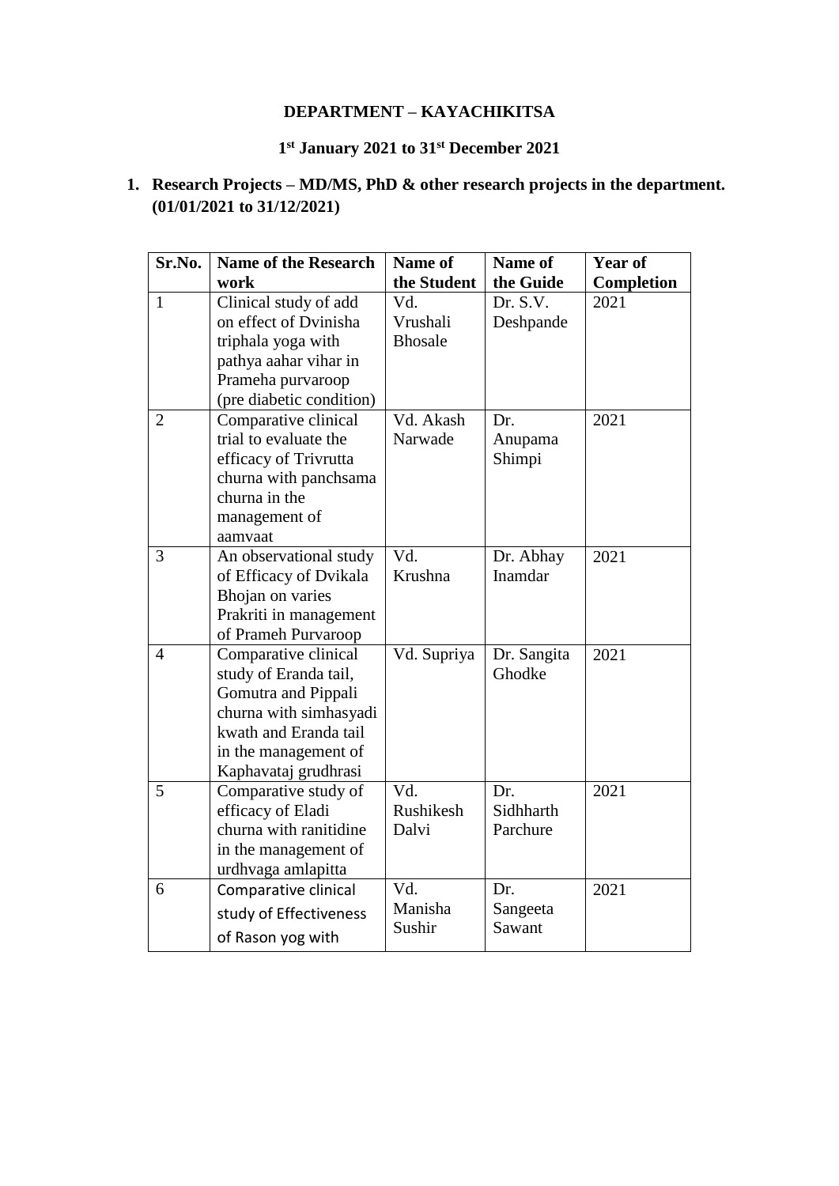**DEPARTMENT – KAYACHIKITSA**

**1st January 2021 to 31st December 2021**

1. **Research Projects – MD/MS, PhD & other research projects in the department. (01/01/2021 to 31/12/2021)**

| Sr.No. | Name of the Research work | Name of the Student | Name of the Guide | Year of Completion |
|---|---|---|---|---|
| 1 | Clinical study of add on effect of Dvinisha triphala yoga with pathya aahar vihar in Prameha purvaroop (pre diabetic condition) | Vd. Vrushali Bhosale | Dr. S.V. Deshpande | 2021 |
| 2 | Comparative clinical trial to evaluate the efficacy of Trivrutta churna with panchsama churna in the management of aamvaat | Vd. Akash Narwade | Dr. Anupama Shimpi | 2021 |
| 3 | An observational study of Efficacy of Dvikala Bhojan on varies Prakriti in management of Prameh Purvaroop | Vd. Krushna | Dr. Abhay Inamdar | 2021 |
| 4 | Comparative clinical study of Eranda tail, Gomutra and Pippali churna with simhasyadi kwath and Eranda tail in the management of Kaphavataj grudhrasi | Vd. Supriya | Dr. Sangita Ghodke | 2021 |
| 5 | Comparative study of efficacy of Eladi churna with ranitidine in the management of urdhvaga amlapitta | Vd. Rushikesh Dalvi | Dr. Sidhharth Parchure | 2021 |
| 6 | Comparative clinical study of Effectiveness of Rason yog with | Vd. Manisha Sushir | Dr. Sangeeta Sawant | 2021 |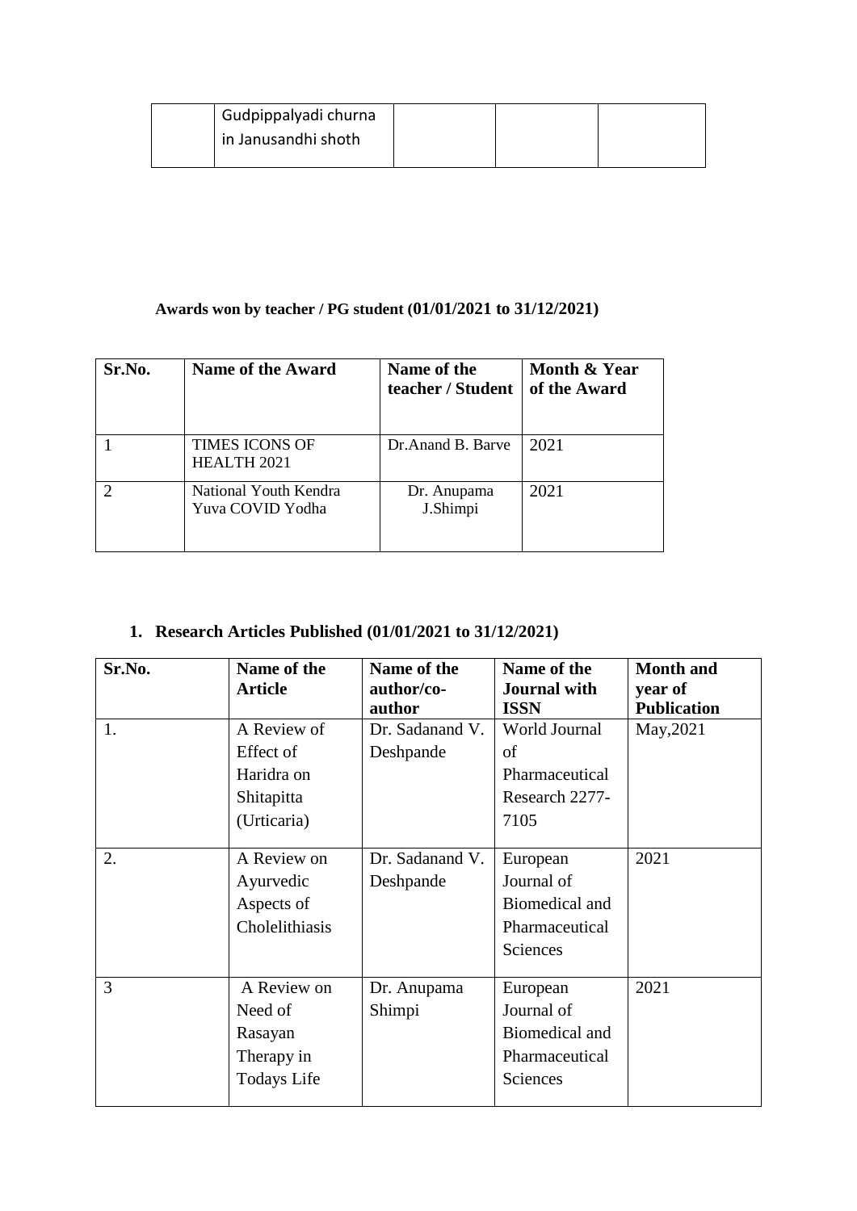| | Gudpippalyadi churna in Janusandhi shoth | | | |
|---|---|---|---|---|

**Awards won by teacher / PG student (01/01/2021 to 31/12/2021)**

| Sr.No. | Name of the Award | Name of the teacher / Student | Month & Year of the Award |
|---|---|---|---|
| 1 | TIMES ICONS OF HEALTH 2021 | Dr.Anand B. Barve | 2021 |
| 2 | National Youth Kendra Yuva COVID Yodha | Dr. Anupama J.Shimpi | 2021 |

**1. Research Articles Published (01/01/2021 to 31/12/2021)**

| Sr.No. | Name of the Article | Name of the author/co-author | Name of the Journal with ISSN | Month and year of Publication |
|---|---|---|---|---|
| 1. | A Review of Effect of Haridra on Shitapitta (Urticaria) | Dr. Sadanand V. Deshpande | World Journal of Pharmaceutical Research 2277-7105 | May,2021 |
| 2. | A Review on Ayurvedic Aspects of Cholelithiasis | Dr. Sadanand V. Deshpande | European Journal of Biomedical and Pharmaceutical Sciences | 2021 |
| 3 | A Review on Need of Rasayan Therapy in Todays Life | Dr. Anupama Shimpi | European Journal of Biomedical and Pharmaceutical Sciences | 2021 |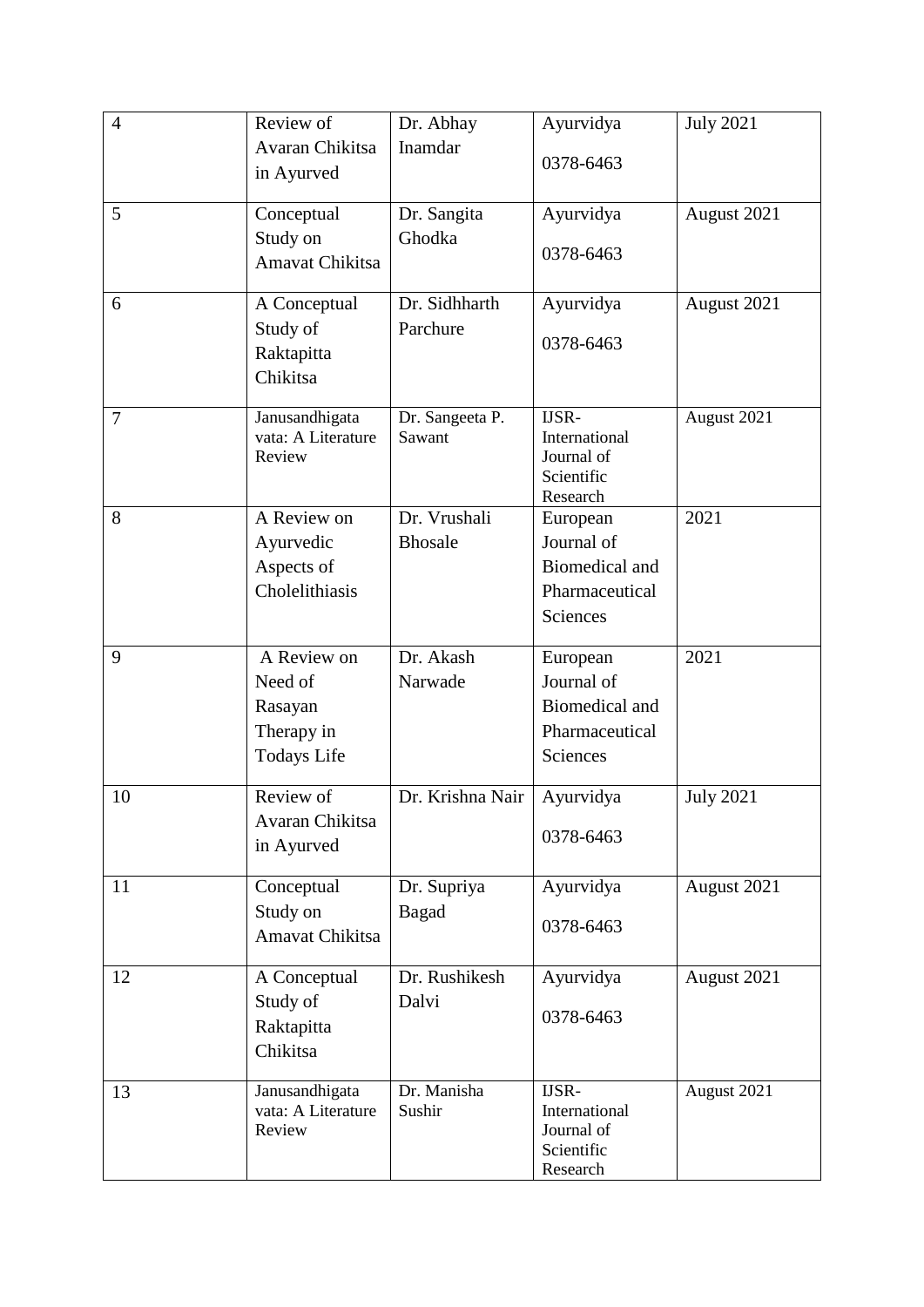| 4 | Review of Avaran Chikitsa in Ayurved | Dr. Abhay Inamdar | Ayurvidya 0378-6463 | July 2021 |
|---|---|---|---|---|
| 5 | Conceptual Study on Amavat Chikitsa | Dr. Sangita Ghodka | Ayurvidya 0378-6463 | August 2021 |
| 6 | A Conceptual Study of Raktapitta Chikitsa | Dr. Sidhharth Parchure | Ayurvidya 0378-6463 | August 2021 |
| 7 | Janusandhigata vata: A Literature Review | Dr. Sangeeta P. Sawant | IJSR- International Journal of Scientific Research | August 2021 |
| 8 | A Review on Ayurvedic Aspects of Cholelithiasis | Dr. Vrushali Bhosale | European Journal of Biomedical and Pharmaceutical Sciences | 2021 |
| 9 | A Review on Need of Rasayan Therapy in Todays Life | Dr. Akash Narwade | European Journal of Biomedical and Pharmaceutical Sciences | 2021 |
| 10 | Review of Avaran Chikitsa in Ayurved | Dr. Krishna Nair | Ayurvidya 0378-6463 | July 2021 |
| 11 | Conceptual Study on Amavat Chikitsa | Dr. Supriya Bagad | Ayurvidya 0378-6463 | August 2021 |
| 12 | A Conceptual Study of Raktapitta Chikitsa | Dr. Rushikesh Dalvi | Ayurvidya 0378-6463 | August 2021 |
| 13 | Janusandhigata vata: A Literature Review | Dr. Manisha Sushir | IJSR- International Journal of Scientific Research | August 2021 |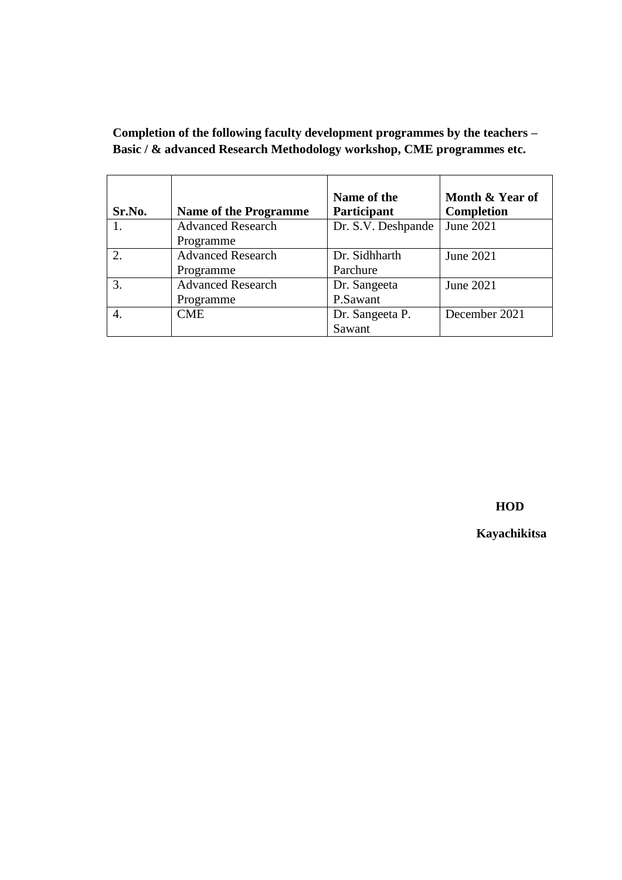**Completion of the following faculty development programmes by the teachers – Basic / & advanced Research Methodology workshop, CME programmes etc.**

| Sr.No. | Name of the Programme | Name of the Participant | Month & Year of Completion |
|---|---|---|---|
| 1. | Advanced Research Programme | Dr. S.V. Deshpande | June 2021 |
| 2. | Advanced Research Programme | Dr. Sidhharth Parchure | June 2021 |
| 3. | Advanced Research Programme | Dr. Sangeeta P.Sawant | June 2021 |
| 4. | CME | Dr. Sangeeta P. Sawant | December 2021 |

**HOD**

**Kayachikitsa**